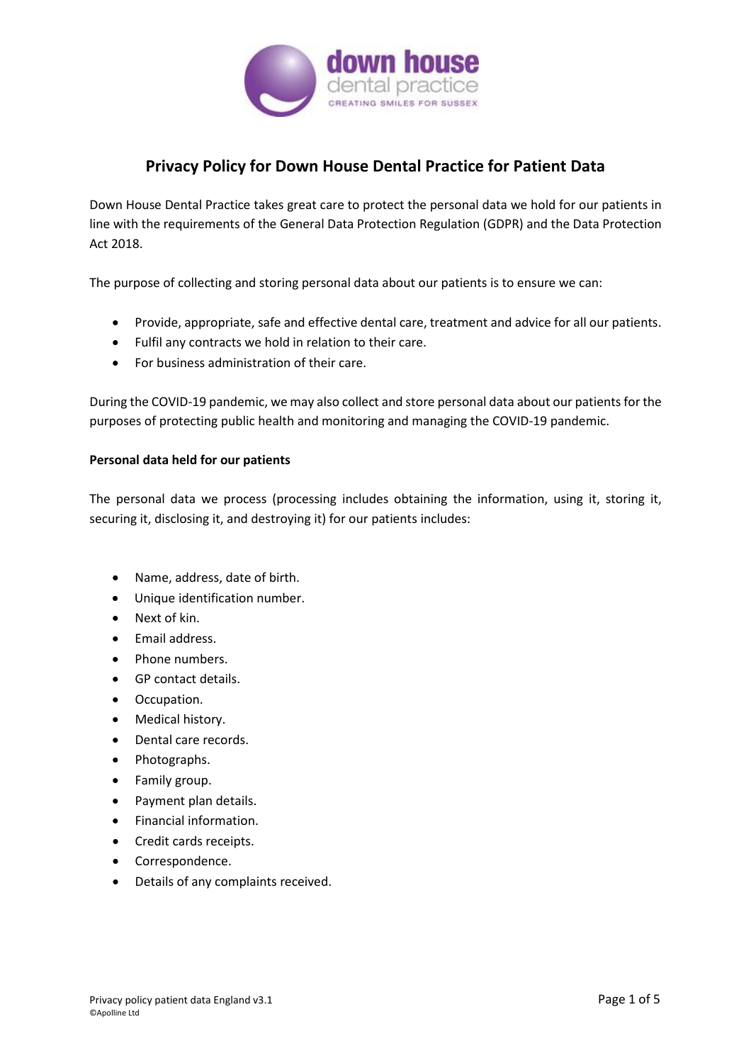# Privacy Policy for Down House Dental Practice for Patient Data

Down House Dental Practice takes great care to protect the personal data we hold for our patients in line with the requirements of the General Data Protection Regulation (GDPR) and the Data Protection Act 2018.

The purpose of collecting and storing personal data about our patients is to ensure we can:

- Provide, appropriate, safe and effective dental care, treatment and advice for all our patients.
- Fulfil any contracts we hold in relation to their care.
- For business administration of their care.

During the COVID-19 pandemic, we may also collect and store personal data about our patients for the purposes of protecting public health and monitoring and managing the COVID-19 pandemic.

**Personal data held for our patients**

The personal data we process (processing includes obtaining the information, using it, storing it, securing it, disclosing it, and destroying it) for our patients includes:

- Name, address, date of birth.
- Unique identification number.
- Next of kin.
- Email address.
- Phone numbers.
- GP contact details.
- Occupation.
- Medical history.
- Dental care records.
- Photographs.
- Family group.
- Payment plan details.
- Financial information.
- Credit cards receipts.
- Correspondence.
- Details of any complaints received.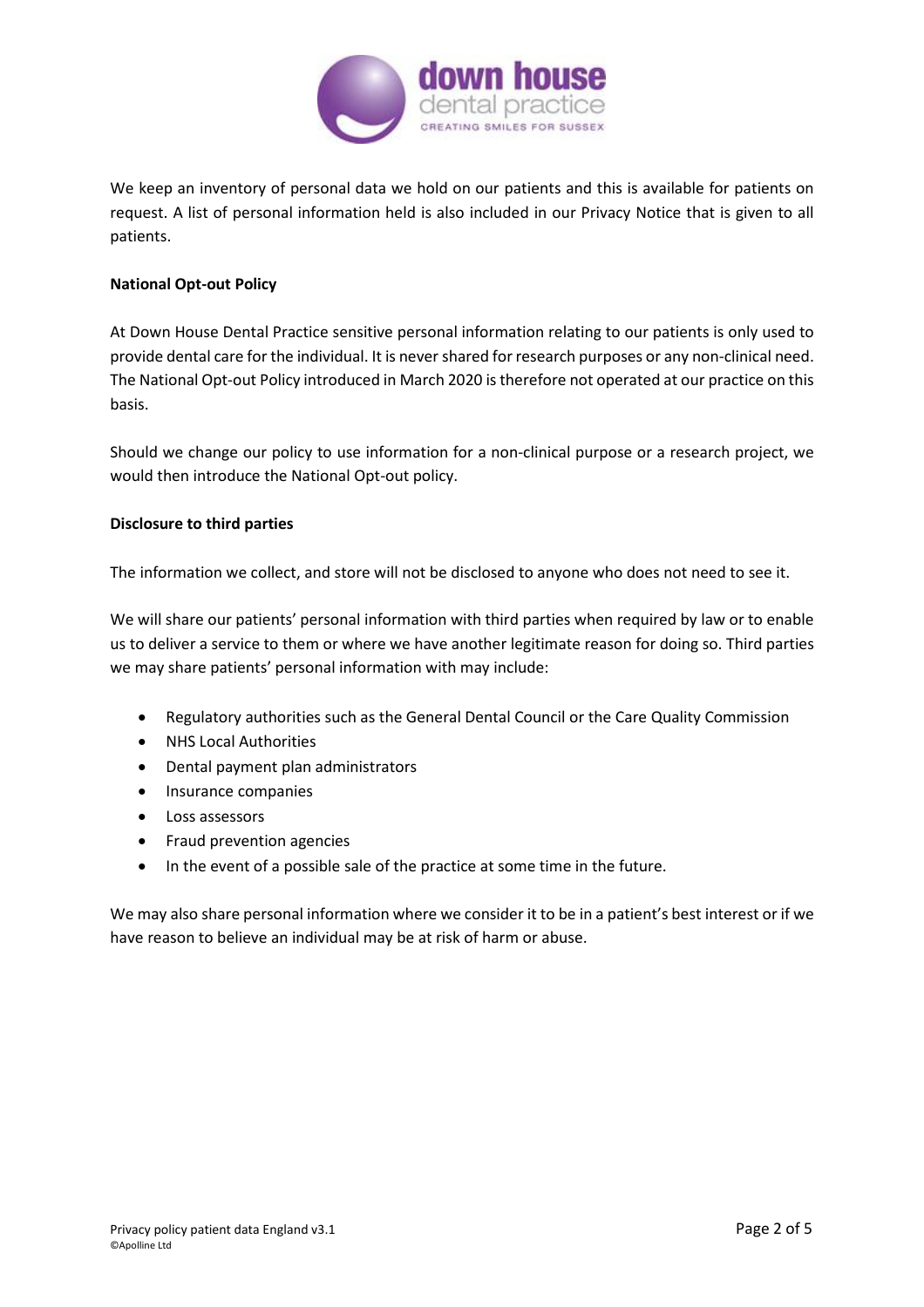We keep an inventory of personal data we hold on our patients and this is available for patients on request. A list of personal information held is also included in our Privacy Notice that is given to all patients.

**National Opt-out Policy**

At Down House Dental Practice sensitive personal information relating to our patients is only used to provide dental care for the individual. It is never shared for research purposes or any non-clinical need. The National Opt-out Policy introduced in March 2020 is therefore not operated at our practice on this basis.

Should we change our policy to use information for a non-clinical purpose or a research project, we would then introduce the National Opt-out policy.

**Disclosure to third parties**

The information we collect, and store will not be disclosed to anyone who does not need to see it.

We will share our patients' personal information with third parties when required by law or to enable us to deliver a service to them or where we have another legitimate reason for doing so. Third parties we may share patients' personal information with may include:

- Regulatory authorities such as the General Dental Council or the Care Quality Commission
- NHS Local Authorities
- Dental payment plan administrators
- Insurance companies
- Loss assessors
- Fraud prevention agencies
- In the event of a possible sale of the practice at some time in the future.

We may also share personal information where we consider it to be in a patient's best interest or if we have reason to believe an individual may be at risk of harm or abuse.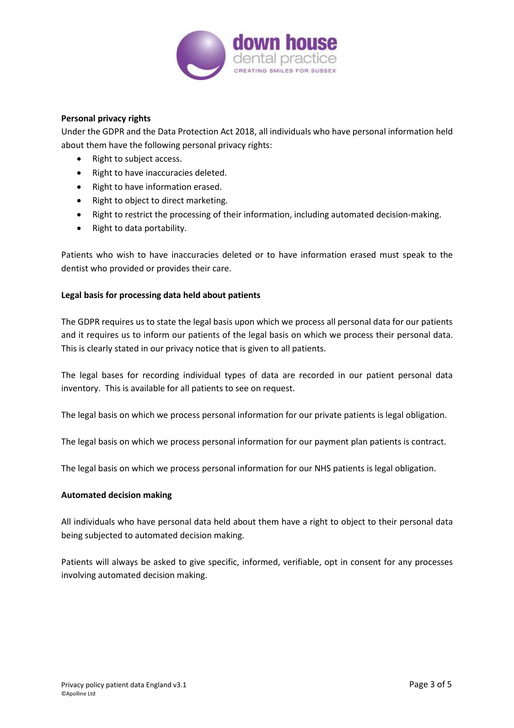**Personal privacy rights**

Under the GDPR and the Data Protection Act 2018, all individuals who have personal information held about them have the following personal privacy rights:

- Right to subject access.
- Right to have inaccuracies deleted.
- Right to have information erased.
- Right to object to direct marketing.
- Right to restrict the processing of their information, including automated decision-making.
- Right to data portability.

Patients who wish to have inaccuracies deleted or to have information erased must speak to the dentist who provided or provides their care.

**Legal basis for processing data held about patients**

The GDPR requires us to state the legal basis upon which we process all personal data for our patients and it requires us to inform our patients of the legal basis on which we process their personal data. This is clearly stated in our privacy notice that is given to all patients.

The legal bases for recording individual types of data are recorded in our patient personal data inventory. This is available for all patients to see on request.

The legal basis on which we process personal information for our private patients is legal obligation.

The legal basis on which we process personal information for our payment plan patients is contract.

The legal basis on which we process personal information for our NHS patients is legal obligation.

**Automated decision making**

All individuals who have personal data held about them have a right to object to their personal data being subjected to automated decision making.

Patients will always be asked to give specific, informed, verifiable, opt in consent for any processes involving automated decision making.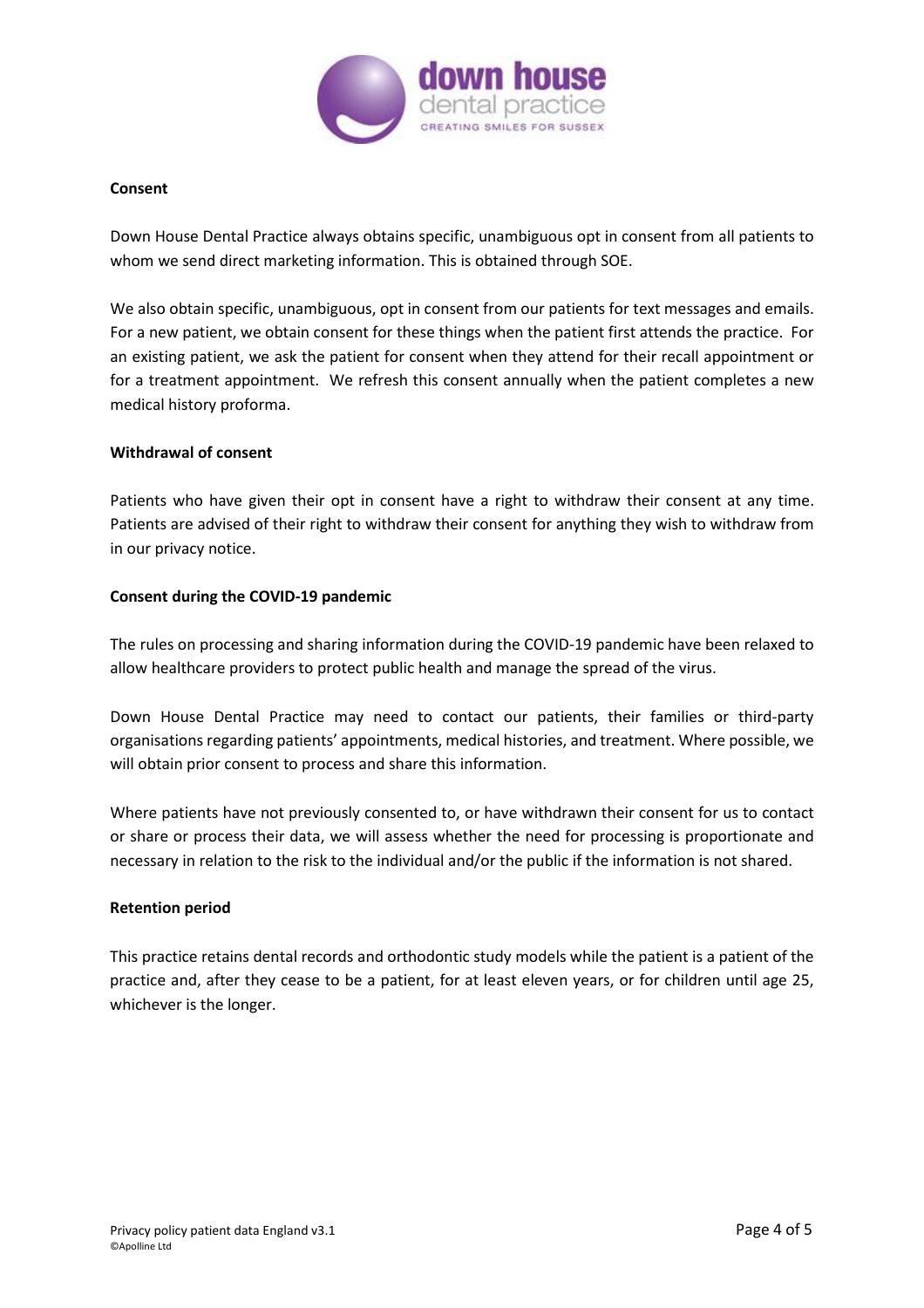## Consent

Down House Dental Practice always obtains specific, unambiguous opt in consent from all patients to whom we send direct marketing information. This is obtained through SOE.

We also obtain specific, unambiguous, opt in consent from our patients for text messages and emails. For a new patient, we obtain consent for these things when the patient first attends the practice. For an existing patient, we ask the patient for consent when they attend for their recall appointment or for a treatment appointment. We refresh this consent annually when the patient completes a new medical history proforma.

## Withdrawal of consent

Patients who have given their opt in consent have a right to withdraw their consent at any time. Patients are advised of their right to withdraw their consent for anything they wish to withdraw from in our privacy notice.

## Consent during the COVID-19 pandemic

The rules on processing and sharing information during the COVID-19 pandemic have been relaxed to allow healthcare providers to protect public health and manage the spread of the virus.

Down House Dental Practice may need to contact our patients, their families or third-party organisations regarding patients' appointments, medical histories, and treatment. Where possible, we will obtain prior consent to process and share this information.

Where patients have not previously consented to, or have withdrawn their consent for us to contact or share or process their data, we will assess whether the need for processing is proportionate and necessary in relation to the risk to the individual and/or the public if the information is not shared.

## Retention period

This practice retains dental records and orthodontic study models while the patient is a patient of the practice and, after they cease to be a patient, for at least eleven years, or for children until age 25, whichever is the longer.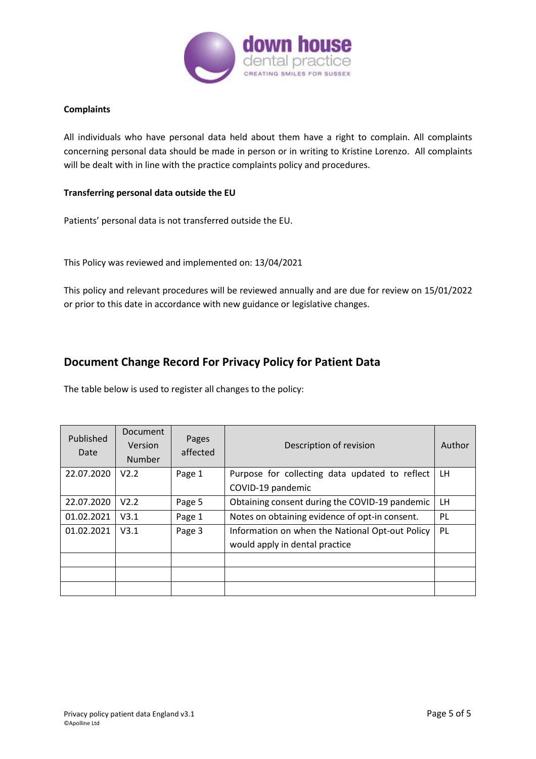**Complaints**

All individuals who have personal data held about them have a right to complain. All complaints concerning personal data should be made in person or in writing to Kristine Lorenzo. All complaints will be dealt with in line with the practice complaints policy and procedures.

**Transferring personal data outside the EU**

Patients' personal data is not transferred outside the EU.

This Policy was reviewed and implemented on: 13/04/2021

This policy and relevant procedures will be reviewed annually and are due for review on 15/01/2022 or prior to this date in accordance with new guidance or legislative changes.

## Document Change Record For Privacy Policy for Patient Data

The table below is used to register all changes to the policy:

| Published Date | Document Version Number | Pages affected | Description of revision | Author |
|---|---|---|---|---|
| 22.07.2020 | V2.2 | Page 1 | Purpose for collecting data updated to reflect COVID-19 pandemic | LH |
| 22.07.2020 | V2.2 | Page 5 | Obtaining consent during the COVID-19 pandemic | LH |
| 01.02.2021 | V3.1 | Page 1 | Notes on obtaining evidence of opt-in consent. | PL |
| 01.02.2021 | V3.1 | Page 3 | Information on when the National Opt-out Policy would apply in dental practice | PL |
| | | | | |
| | | | | |
| | | | | |